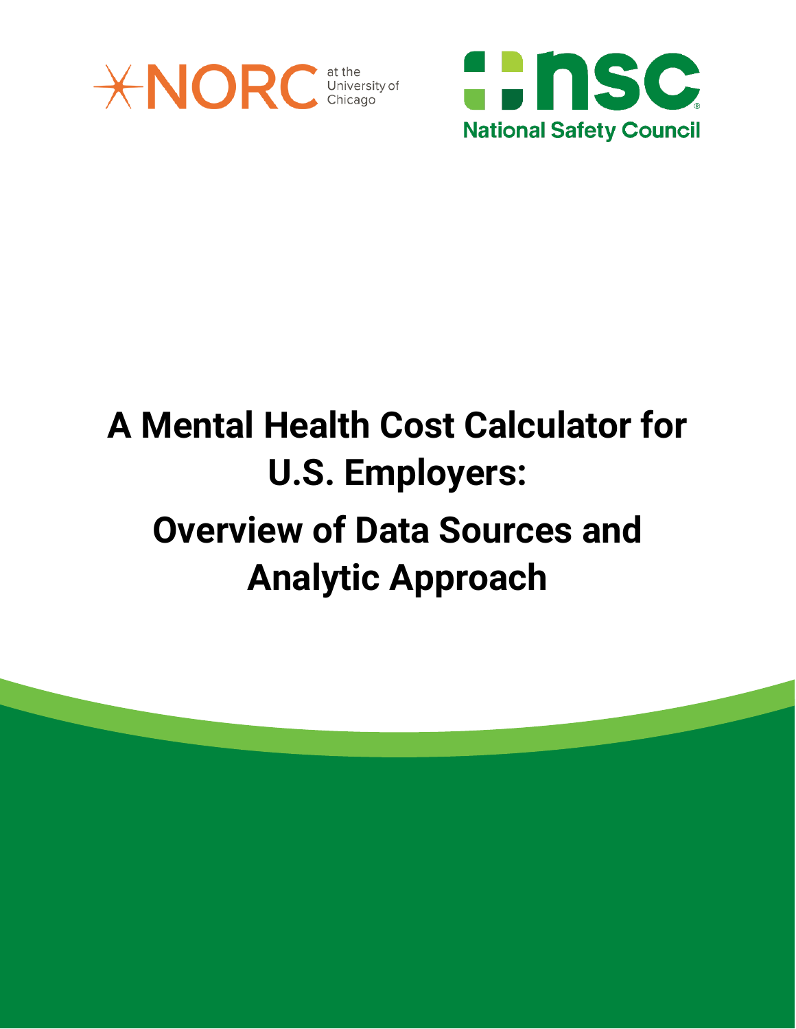NORC at the University of Chicago

National Safety Council

# A Mental Health Cost Calculator for U.S. Employers:

# Overview of Data Sources and Analytic Approach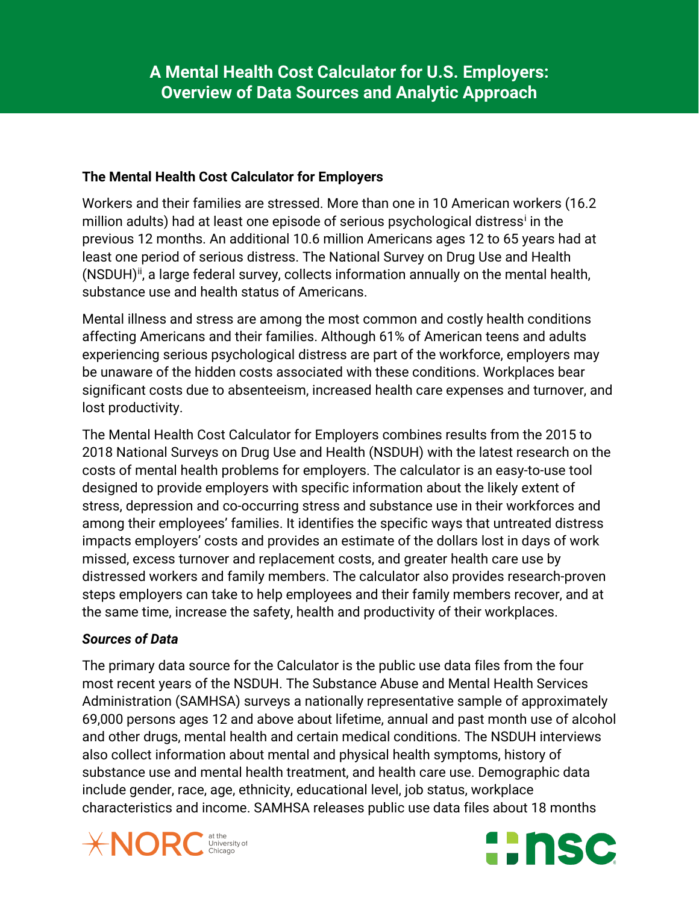# A Mental Health Cost Calculator for U.S. Employers: Overview of Data Sources and Analytic Approach

## The Mental Health Cost Calculator for Employers

Workers and their families are stressed. More than one in 10 American workers (16.2 million adults) had at least one episode of serious psychological distress[i] in the previous 12 months. An additional 10.6 million Americans ages 12 to 65 years had at least one period of serious distress. The National Survey on Drug Use and Health (NSDUH)[ii], a large federal survey, collects information annually on the mental health, substance use and health status of Americans.

Mental illness and stress are among the most common and costly health conditions affecting Americans and their families. Although 61% of American teens and adults experiencing serious psychological distress are part of the workforce, employers may be unaware of the hidden costs associated with these conditions. Workplaces bear significant costs due to absenteeism, increased health care expenses and turnover, and lost productivity.

The Mental Health Cost Calculator for Employers combines results from the 2015 to 2018 National Surveys on Drug Use and Health (NSDUH) with the latest research on the costs of mental health problems for employers. The calculator is an easy-to-use tool designed to provide employers with specific information about the likely extent of stress, depression and co-occurring stress and substance use in their workforces and among their employees' families. It identifies the specific ways that untreated distress impacts employers' costs and provides an estimate of the dollars lost in days of work missed, excess turnover and replacement costs, and greater health care use by distressed workers and family members. The calculator also provides research-proven steps employers can take to help employees and their family members recover, and at the same time, increase the safety, health and productivity of their workplaces.

### *Sources of Data*

The primary data source for the Calculator is the public use data files from the four most recent years of the NSDUH. The Substance Abuse and Mental Health Services Administration (SAMHSA) surveys a nationally representative sample of approximately 69,000 persons ages 12 and above about lifetime, annual and past month use of alcohol and other drugs, mental health and certain medical conditions. The NSDUH interviews also collect information about mental and physical health symptoms, history of substance use and mental health treatment, and health care use. Demographic data include gender, race, age, ethnicity, educational level, job status, workplace characteristics and income. SAMHSA releases public use data files about 18 months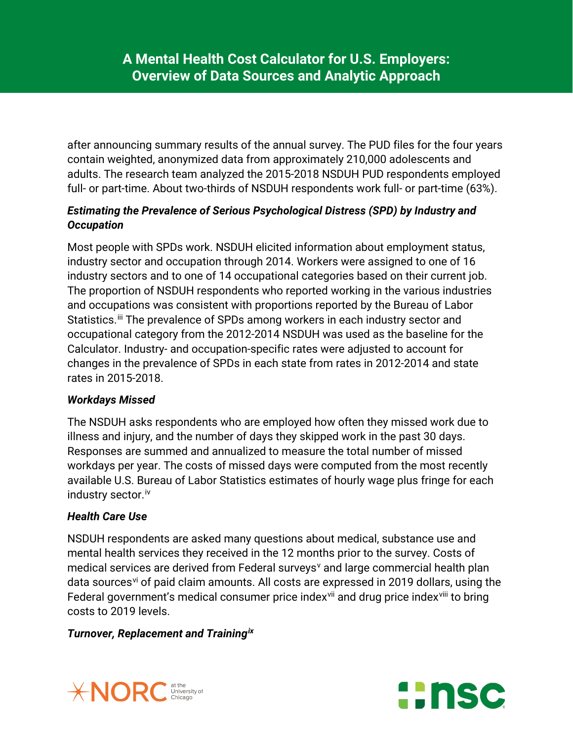after announcing summary results of the annual survey. The PUD files for the four years contain weighted, anonymized data from approximately 210,000 adolescents and adults. The research team analyzed the 2015-2018 NSDUH PUD respondents employed full- or part-time. About two-thirds of NSDUH respondents work full- or part-time (63%).

### *Estimating the Prevalence of Serious Psychological Distress (SPD) by Industry and Occupation*

Most people with SPDs work. NSDUH elicited information about employment status, industry sector and occupation through 2014. Workers were assigned to one of 16 industry sectors and to one of 14 occupational categories based on their current job. The proportion of NSDUH respondents who reported working in the various industries and occupations was consistent with proportions reported by the Bureau of Labor Statistics.[iii] The prevalence of SPDs among workers in each industry sector and occupational category from the 2012-2014 NSDUH was used as the baseline for the Calculator. Industry- and occupation-specific rates were adjusted to account for changes in the prevalence of SPDs in each state from rates in 2012-2014 and state rates in 2015-2018.

### *Workdays Missed*

The NSDUH asks respondents who are employed how often they missed work due to illness and injury, and the number of days they skipped work in the past 30 days. Responses are summed and annualized to measure the total number of missed workdays per year. The costs of missed days were computed from the most recently available U.S. Bureau of Labor Statistics estimates of hourly wage plus fringe for each industry sector.[iv]

### *Health Care Use*

NSDUH respondents are asked many questions about medical, substance use and mental health services they received in the 12 months prior to the survey. Costs of medical services are derived from Federal surveys[v] and large commercial health plan data sources[vi] of paid claim amounts. All costs are expressed in 2019 dollars, using the Federal government's medical consumer price index[vii] and drug price index[viii] to bring costs to 2019 levels.

### *Turnover, Replacement and Training[ix]*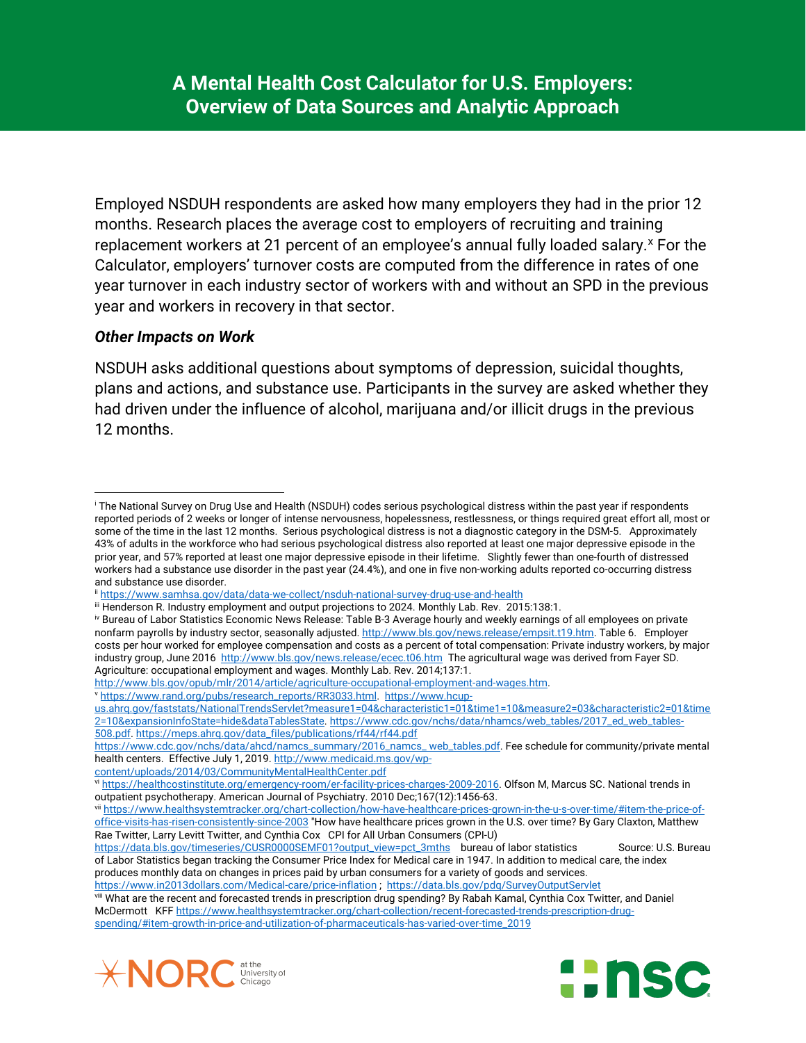# A Mental Health Cost Calculator for U.S. Employers: Overview of Data Sources and Analytic Approach

Employed NSDUH respondents are asked how many employers they had in the prior 12 months. Research places the average cost to employers of recruiting and training replacement workers at 21 percent of an employee's annual fully loaded salary.[x] For the Calculator, employers' turnover costs are computed from the difference in rates of one year turnover in each industry sector of workers with and without an SPD in the previous year and workers in recovery in that sector.

### *Other Impacts on Work*

NSDUH asks additional questions about symptoms of depression, suicidal thoughts, plans and actions, and substance use. Participants in the survey are asked whether they had driven under the influence of alcohol, marijuana and/or illicit drugs in the previous 12 months.

---

[i] The National Survey on Drug Use and Health (NSDUH) codes serious psychological distress within the past year if respondents reported periods of 2 weeks or longer of intense nervousness, hopelessness, restlessness, or things required great effort all, most or some of the time in the last 12 months. Serious psychological distress is not a diagnostic category in the DSM-5. Approximately 43% of adults in the workforce who had serious psychological distress also reported at least one major depressive episode in the prior year, and 57% reported at least one major depressive episode in their lifetime. Slightly fewer than one-fourth of distressed workers had a substance use disorder in the past year (24.4%), and one in five non-working adults reported co-occurring distress and substance use disorder.

[ii] https://www.samhsa.gov/data/data-we-collect/nsduh-national-survey-drug-use-and-health

[iii] Henderson R. Industry employment and output projections to 2024. Monthly Lab. Rev. 2015:138:1.

[iv] Bureau of Labor Statistics Economic News Release: Table B-3 Average hourly and weekly earnings of all employees on private nonfarm payrolls by industry sector, seasonally adjusted. http://www.bls.gov/news.release/empsit.t19.htm. Table 6. Employer costs per hour worked for employee compensation and costs as a percent of total compensation: Private industry workers, by major industry group, June 2016 http://www.bls.gov/news.release/ecec.t06.htm The agricultural wage was derived from Fayer SD. Agriculture: occupational employment and wages. Monthly Lab. Rev. 2014;137:1. http://www.bls.gov/opub/mlr/2014/article/agriculture-occupational-employment-and-wages.htm.

[v] https://www.rand.org/pubs/research_reports/RR3033.html. https://www.hcup-us.ahrq.gov/faststats/NationalTrendsServlet?measure1=04&characteristic1=01&time1=10&measure2=03&characteristic2=01&time2=10&expansionInfoState=hide&dataTablesState. https://www.cdc.gov/nchs/data/nhamcs/web_tables/2017_ed_web_tables-508.pdf. https://meps.ahrq.gov/data_files/publications/rf44/rf44.pdf https://www.cdc.gov/nchs/data/ahcd/namcs_summary/2016_namcs_ web_tables.pdf. Fee schedule for community/private mental health centers. Effective July 1, 2019. http://www.medicaid.ms.gov/wp-content/uploads/2014/03/CommunityMentalHealthCenter.pdf

[vi] https://healthcostinstitute.org/emergency-room/er-facility-prices-charges-2009-2016. Olfson M, Marcus SC. National trends in outpatient psychotherapy. American Journal of Psychiatry. 2010 Dec;167(12):1456-63.

[vii] https://www.healthsystemtracker.org/chart-collection/how-have-healthcare-prices-grown-in-the-u-s-over-time/#item-the-price-of-office-visits-has-risen-consistently-since-2003 "How have healthcare prices grown in the U.S. over time? By Gary Claxton, Matthew Rae Twitter, Larry Levitt Twitter, and Cynthia Cox CPI for All Urban Consumers (CPI-U) https://data.bls.gov/timeseries/CUSR0000SEMF01?output_view=pct_3mths bureau of labor statistics Source: U.S. Bureau of Labor Statistics began tracking the Consumer Price Index for Medical care in 1947. In addition to medical care, the index produces monthly data on changes in prices paid by urban consumers for a variety of goods and services. https://www.in2013dollars.com/Medical-care/price-inflation ; https://data.bls.gov/pdq/SurveyOutputServlet

[viii] What are the recent and forecasted trends in prescription drug spending? By Rabah Kamal, Cynthia Cox Twitter, and Daniel McDermott KFF https://www.healthsystemtracker.org/chart-collection/recent-forecasted-trends-prescription-drug-spending/#item-growth-in-price-and-utilization-of-pharmaceuticals-has-varied-over-time_2019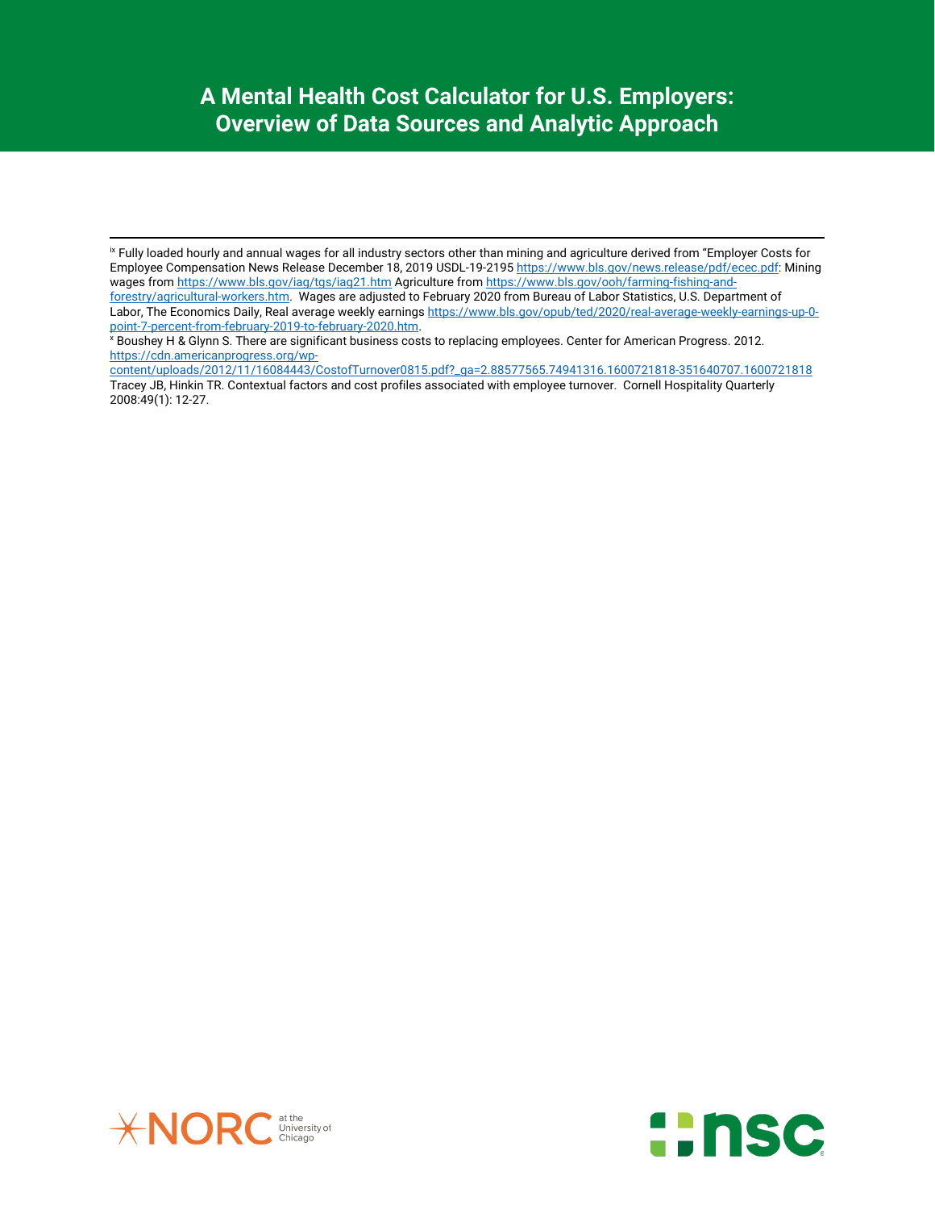[ix] Fully loaded hourly and annual wages for all industry sectors other than mining and agriculture derived from "Employer Costs for Employee Compensation News Release December 18, 2019 USDL-19-2195 https://www.bls.gov/news.release/pdf/ecec.pdf: Mining wages from https://www.bls.gov/iag/tgs/iag21.htm Agriculture from https://www.bls.gov/ooh/farming-fishing-and-forestry/agricultural-workers.htm. Wages are adjusted to February 2020 from Bureau of Labor Statistics, U.S. Department of Labor, The Economics Daily, Real average weekly earnings https://www.bls.gov/opub/ted/2020/real-average-weekly-earnings-up-0-point-7-percent-from-february-2019-to-february-2020.htm.

[x] Boushey H & Glynn S. There are significant business costs to replacing employees. Center for American Progress. 2012. https://cdn.americanprogress.org/wp-content/uploads/2012/11/16084443/CostofTurnover0815.pdf?_ga=2.88577565.74941316.1600721818-351640707.1600721818
Tracey JB, Hinkin TR. Contextual factors and cost profiles associated with employee turnover. Cornell Hospitality Quarterly 2008:49(1): 12-27.